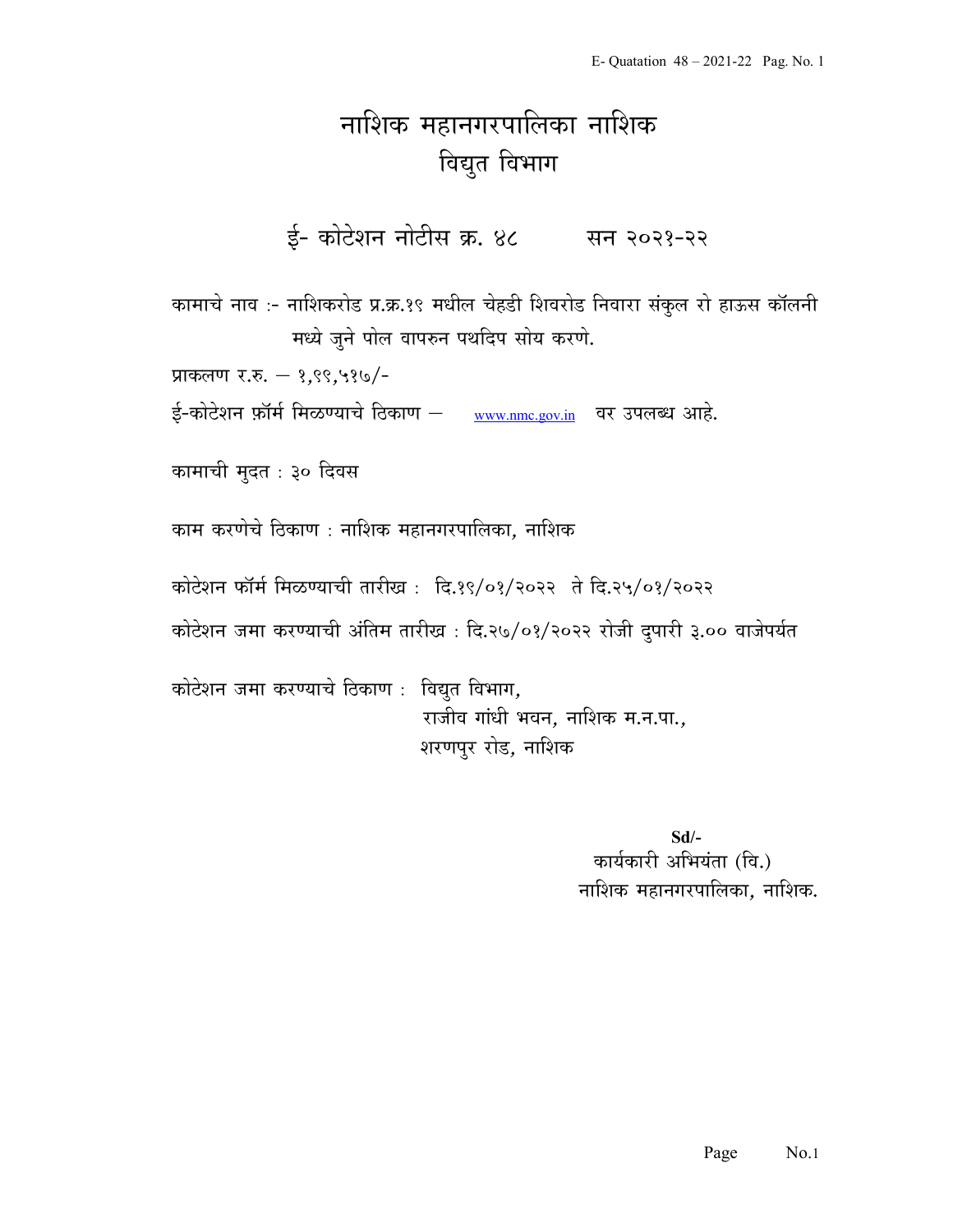# नाशिक महानगरपालिका नाशिक
## विद्युत विभाग

### ई- कोटेशन नोटीस क्र. ४८ सन २०२१-२२

कामाचे नाव :- नाशिकरोड प्र.क्र.१९ मधील चेहडी शिवरोड निवारा संकुल रो हाऊस कॉलनी मध्ये जुने पोल वापरुन पथदिप सोय करणे.

प्राकलण र.रु. – १,९९,५१७/-

ई-कोटेशन फ़ॉर्म मिळण्याचे ठिकाण – www.nmc.gov.in वर उपलब्ध आहे.

कामाची मुदत : ३० दिवस

काम करणेचे ठिकाण : नाशिक महानगरपालिका, नाशिक

कोटेशन फॉर्म मिळण्याची तारीख : दि.१९/०१/२०२२ ते दि.२५/०१/२०२२

कोटेशन जमा करण्याची अंतिम तारीख : दि.२७/०१/२०२२ रोजी दुपारी ३.०० वाजेपर्यंत

कोटेशन जमा करण्याचे ठिकाण : विद्युत विभाग,
राजीव गांधी भवन, नाशिक म.न.पा.,
शरणपुर रोड, नाशिक

**Sd/-**
कार्यकारी अभियंता (वि.)
नाशिक महानगरपालिका, नाशिक.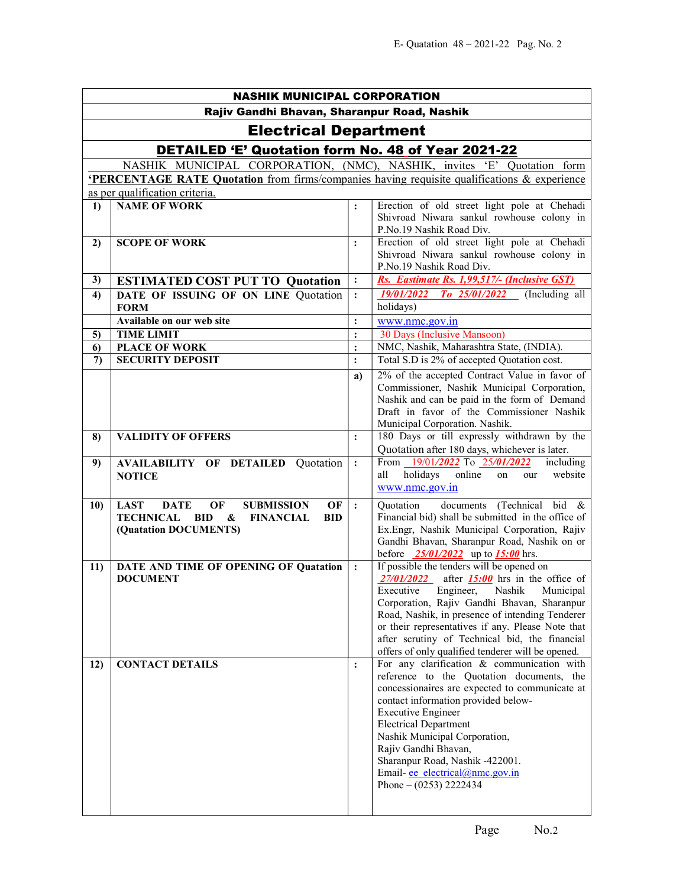# NASHIK MUNICIPAL CORPORATION

## Rajiv Gandhi Bhavan, Sharanpur Road, Nashik

## Electrical Department

## DETAILED 'E' Quotation form No. 48 of Year 2021-22

NASHIK MUNICIPAL CORPORATION, (NMC), NASHIK, invites 'E' Quotation form **'PERCENTAGE RATE Quotation** from firms/companies having requisite qualifications & experience as per qualification criteria.

| | | | |
|---|---|---|---|
| **1)** | **NAME OF WORK** | : | Erection of old street light pole at Chehadi Shivroad Niwara sankul rowhouse colony in P.No.19 Nashik Road Div. |
| **2)** | **SCOPE OF WORK** | : | Erection of old street light pole at Chehadi Shivroad Niwara sankul rowhouse colony in P.No.19 Nashik Road Div. |
| **3)** | **ESTIMATED COST PUT TO Quotation** | : | *Rs. Eastimate Rs. 1,99,517/- (Inclusive GST)* |
| **4)** | **DATE OF ISSUING OF ON LINE Quotation FORM** | : | *19/01/2022 To 25/01/2022* (Including all holidays) |
| | **Available on our web site** | : | www.nmc.gov.in |
| **5)** | **TIME LIMIT** | : | 30 Days (Inclusive Mansoon) |
| **6)** | **PLACE OF WORK** | : | NMC, Nashik, Maharashtra State, (INDIA). |
| **7)** | **SECURITY DEPOSIT** | : | Total S.D is 2% of accepted Quotation cost. |
| | | **a)** | 2% of the accepted Contract Value in favor of Commissioner, Nashik Municipal Corporation, Nashik and can be paid in the form of Demand Draft in favor of the Commissioner Nashik Municipal Corporation. Nashik. |
| **8)** | **VALIDITY OF OFFERS** | : | 180 Days or till expressly withdrawn by the Quotation after 180 days, whichever is later. |
| **9)** | **AVAILABILITY OF DETAILED Quotation NOTICE** | : | From 19/01/2022 To 25/01/2022 including all holidays online on our website www.nmc.gov.in |
| **10)** | **LAST DATE OF SUBMISSION OF TECHNICAL BID & FINANCIAL BID (Quatation DOCUMENTS)** | : | Quotation documents (Technical bid & Financial bid) shall be submitted in the office of Ex.Engr, Nashik Municipal Corporation, Rajiv Gandhi Bhavan, Sharanpur Road, Nashik on or before *25/01/2022* up to *15:00* hrs. |
| **11)** | **DATE AND TIME OF OPENING OF Quatation DOCUMENT** | : | If possible the tenders will be opened on *27/01/2022* after *15:00* hrs in the office of Executive Engineer, Nashik Municipal Corporation, Rajiv Gandhi Bhavan, Sharanpur Road, Nashik, in presence of intending Tenderer or their representatives if any. Please Note that after scrutiny of Technical bid, the financial offers of only qualified tenderer will be opened. |
| **12)** | **CONTACT DETAILS** | : | For any clarification & communication with reference to the Quotation documents, the concessionaires are expected to communicate at contact information provided below-<br>Executive Engineer<br>Electrical Department<br>Nashik Municipal Corporation,<br>Rajiv Gandhi Bhavan,<br>Sharanpur Road, Nashik -422001.<br>Email- ee_electrical@nmc.gov.in<br>Phone – (0253) 2222434 |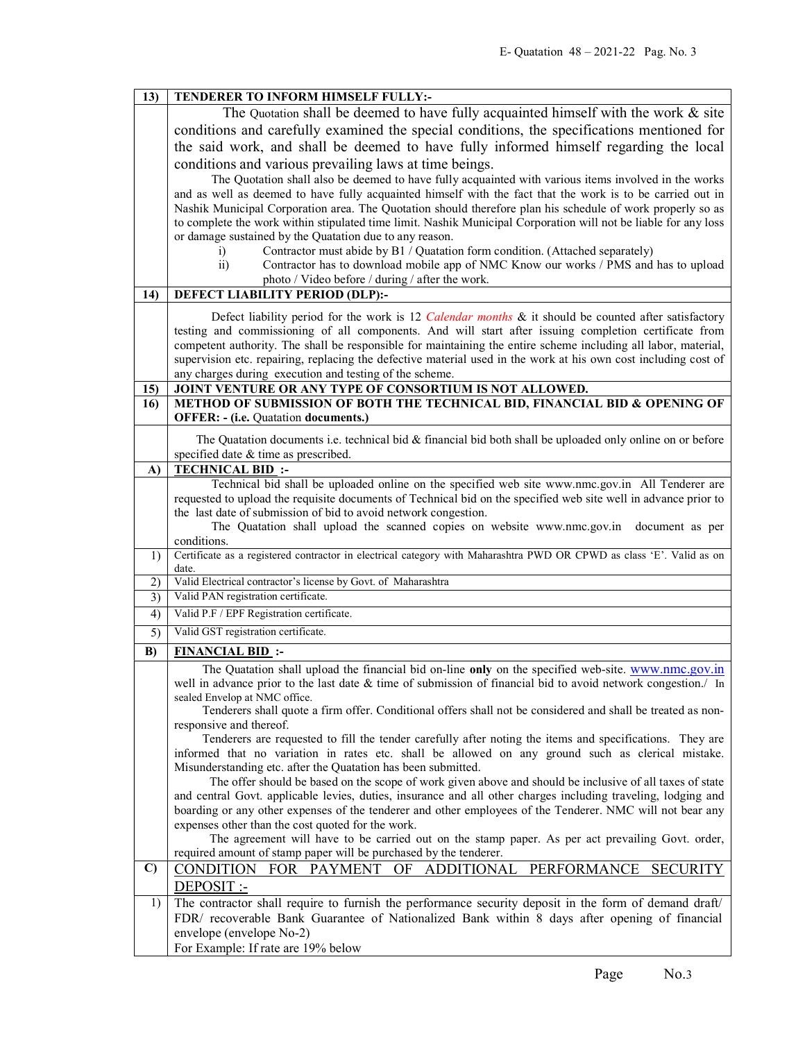**13) TENDERER TO INFORM HIMSELF FULLY:-**

The Quotation shall be deemed to have fully acquainted himself with the work & site conditions and carefully examined the special conditions, the specifications mentioned for the said work, and shall be deemed to have fully informed himself regarding the local conditions and various prevailing laws at time beings.

The Quotation shall also be deemed to have fully acquainted with various items involved in the works and as well as deemed to have fully acquainted himself with the fact that the work is to be carried out in Nashik Municipal Corporation area. The Quotation should therefore plan his schedule of work properly so as to complete the work within stipulated time limit. Nashik Municipal Corporation will not be liable for any loss or damage sustained by the Quatation due to any reason.

i) Contractor must abide by B1 / Quatation form condition. (Attached separately)

ii) Contractor has to download mobile app of NMC Know our works / PMS and has to upload photo / Video before / during / after the work.

**14) DEFECT LIABILITY PERIOD (DLP):-**

Defect liability period for the work is 12 *Calendar months* & it should be counted after satisfactory testing and commissioning of all components. And will start after issuing completion certificate from competent authority. The shall be responsible for maintaining the entire scheme including all labor, material, supervision etc. repairing, replacing the defective material used in the work at his own cost including cost of any charges during execution and testing of the scheme.

**15) JOINT VENTURE OR ANY TYPE OF CONSORTIUM IS NOT ALLOWED.**

**16) METHOD OF SUBMISSION OF BOTH THE TECHNICAL BID, FINANCIAL BID & OPENING OF OFFER: - (i.e. Quotation documents.)**

The Quotation documents i.e. technical bid & financial bid both shall be uploaded only online on or before specified date & time as prescribed.

**A) TECHNICAL BID :-**

Technical bid shall be uploaded online on the specified web site www.nmc.gov.in All Tenderer are requested to upload the requisite documents of Technical bid on the specified web site well in advance prior to the last date of submission of bid to avoid network congestion.

The Quotation shall upload the scanned copies on website www.nmc.gov.in document as per conditions.

1) Certificate as a registered contractor in electrical category with Maharashtra PWD OR CPWD as class 'E'. Valid as on date.

2) Valid Electrical contractor's license by Govt. of Maharashtra

3) Valid PAN registration certificate.

4) Valid P.F / EPF Registration certificate.

5) Valid GST registration certificate.

**B) FINANCIAL BID :-**

The Quatation shall upload the financial bid on-line **only** on the specified web-site. www.nmc.gov.in well in advance prior to the last date & time of submission of financial bid to avoid network congestion./ In sealed Envelop at NMC office.

Tenderers shall quote a firm offer. Conditional offers shall not be considered and shall be treated as non-responsive and thereof.

Tenderers are requested to fill the tender carefully after noting the items and specifications. They are informed that no variation in rates etc. shall be allowed on any ground such as clerical mistake. Misunderstanding etc. after the Quatation has been submitted.

The offer should be based on the scope of work given above and should be inclusive of all taxes of state and central Govt. applicable levies, duties, insurance and all other charges including traveling, lodging and boarding or any other expenses of the tenderer and other employees of the Tenderer. NMC will not bear any expenses other than the cost quoted for the work.

The agreement will have to be carried out on the stamp paper. As per act prevailing Govt. order, required amount of stamp paper will be purchased by the tenderer.

**C) CONDITION FOR PAYMENT OF ADDITIONAL PERFORMANCE SECURITY DEPOSIT :-**

1) The contractor shall require to furnish the performance security deposit in the form of demand draft/ FDR/ recoverable Bank Guarantee of Nationalized Bank within 8 days after opening of financial envelope (envelope No-2)
For Example: If rate are 19% below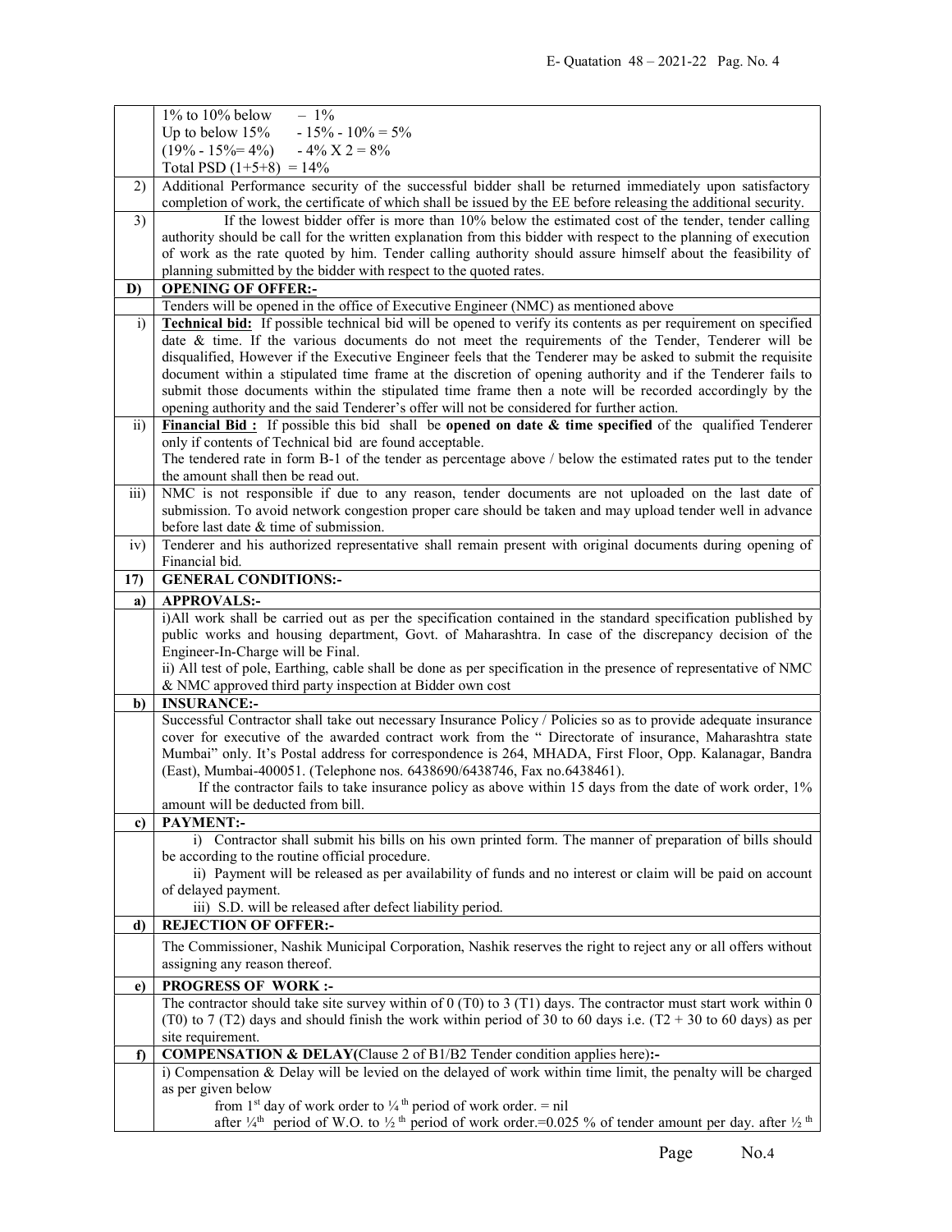| | |
|---|---|
| | 1% to 10% below – 1%<br>Up to below 15% - 15% - 10% = 5%<br>(19% - 15%= 4%) - 4% X 2 = 8%<br>Total PSD (1+5+8) = 14% |
| 2) | Additional Performance security of the successful bidder shall be returned immediately upon satisfactory completion of work, the certificate of which shall be issued by the EE before releasing the additional security. |
| 3) | If the lowest bidder offer is more than 10% below the estimated cost of the tender, tender calling authority should be call for the written explanation from this bidder with respect to the planning of execution of work as the rate quoted by him. Tender calling authority should assure himself about the feasibility of planning submitted by the bidder with respect to the quoted rates. |
| **D)** | **<u>OPENING OF OFFER:-</u>** |
| | Tenders will be opened in the office of Executive Engineer (NMC) as mentioned above |
| i) | **<u>Technical bid:</u>** If possible technical bid will be opened to verify its contents as per requirement on specified date & time. If the various documents do not meet the requirements of the Tender, Tenderer will be disqualified, However if the Executive Engineer feels that the Tenderer may be asked to submit the requisite document within a stipulated time frame at the discretion of opening authority and if the Tenderer fails to submit those documents within the stipulated time frame then a note will be recorded accordingly by the opening authority and the said Tenderer's offer will not be considered for further action. |
| ii) | **<u>Financial Bid :</u>** If possible this bid shall be **opened on date & time specified** of the qualified Tenderer only if contents of Technical bid are found acceptable.<br>The tendered rate in form B-1 of the tender as percentage above / below the estimated rates put to the tender the amount shall then be read out. |
| iii) | NMC is not responsible if due to any reason, tender documents are not uploaded on the last date of submission. To avoid network congestion proper care should be taken and may upload tender well in advance before last date & time of submission. |
| iv) | Tenderer and his authorized representative shall remain present with original documents during opening of Financial bid. |
| **17)** | **GENERAL CONDITIONS:-** |
| **a)** | **APPROVALS:-** |
| | i)All work shall be carried out as per the specification contained in the standard specification published by public works and housing department, Govt. of Maharashtra. In case of the discrepancy decision of the Engineer-In-Charge will be Final.<br>ii) All test of pole, Earthing, cable shall be done as per specification in the presence of representative of NMC & NMC approved third party inspection at Bidder own cost |
| **b)** | **INSURANCE:-** |
| | Successful Contractor shall take out necessary Insurance Policy / Policies so as to provide adequate insurance cover for executive of the awarded contract work from the " Directorate of insurance, Maharashtra state Mumbai" only. It's Postal address for correspondence is 264, MHADA, First Floor, Opp. Kalanagar, Bandra (East), Mumbai-400051. (Telephone nos. 6438690/6438746, Fax no.6438461).<br>If the contractor fails to take insurance policy as above within 15 days from the date of work order, 1% amount will be deducted from bill. |
| **c)** | **PAYMENT:-** |
| | i) Contractor shall submit his bills on his own printed form. The manner of preparation of bills should be according to the routine official procedure.<br>ii) Payment will be released as per availability of funds and no interest or claim will be paid on account of delayed payment.<br>iii) S.D. will be released after defect liability period. |
| **d)** | **REJECTION OF OFFER:-** |
| | The Commissioner, Nashik Municipal Corporation, Nashik reserves the right to reject any or all offers without assigning any reason thereof. |
| **e)** | **PROGRESS OF WORK :-** |
| | The contractor should take site survey within of 0 (T0) to 3 (T1) days. The contractor must start work within 0 (T0) to 7 (T2) days and should finish the work within period of 30 to 60 days i.e. (T2 + 30 to 60 days) as per site requirement. |
| **f)** | **COMPENSATION & DELAY(Clause 2 of B1/B2 Tender condition applies here):-** |
| | i) Compensation & Delay will be levied on the delayed of work within time limit, the penalty will be charged as per given below<br>from 1st day of work order to ¼th period of work order. = nil<br>after ¼th period of W.O. to ½th period of work order.=0.025 % of tender amount per day. after ½th |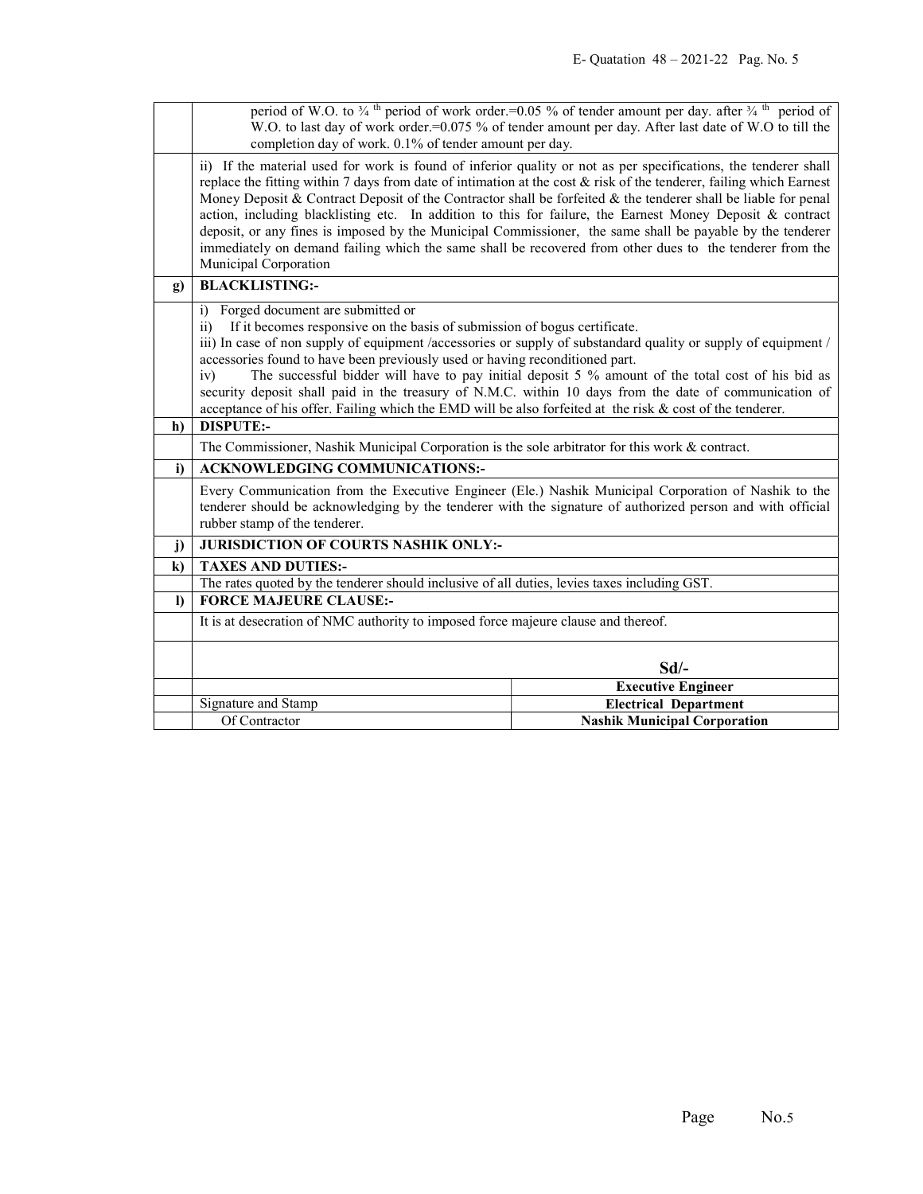| | |
|---|---|
| | period of W.O. to ¾ th period of work order.=0.05 % of tender amount per day. after ¾ th period of W.O. to last day of work order.=0.075 % of tender amount per day. After last date of W.O to till the completion day of work. 0.1% of tender amount per day. |
| | ii) If the material used for work is found of inferior quality or not as per specifications, the tenderer shall replace the fitting within 7 days from date of intimation at the cost & risk of the tenderer, failing which Earnest Money Deposit & Contract Deposit of the Contractor shall be forfeited & the tenderer shall be liable for penal action, including blacklisting etc. In addition to this for failure, the Earnest Money Deposit & contract deposit, or any fines is imposed by the Municipal Commissioner, the same shall be payable by the tenderer immediately on demand failing which the same shall be recovered from other dues to the tenderer from the Municipal Corporation |
| **g)** | **BLACKLISTING:-** |
| | i) Forged document are submitted or<br>ii) If it becomes responsive on the basis of submission of bogus certificate.<br>iii) In case of non supply of equipment /accessories or supply of substandard quality or supply of equipment / accessories found to have been previously used or having reconditioned part.<br>iv) The successful bidder will have to pay initial deposit 5 % amount of the total cost of his bid as security deposit shall paid in the treasury of N.M.C. within 10 days from the date of communication of acceptance of his offer. Failing which the EMD will be also forfeited at the risk & cost of the tenderer. |
| **h)** | **DISPUTE:-** |
| | The Commissioner, Nashik Municipal Corporation is the sole arbitrator for this work & contract. |
| **i)** | **ACKNOWLEDGING COMMUNICATIONS:-** |
| | Every Communication from the Executive Engineer (Ele.) Nashik Municipal Corporation of Nashik to the tenderer should be acknowledging by the tenderer with the signature of authorized person and with official rubber stamp of the tenderer. |
| **j)** | **JURISDICTION OF COURTS NASHIK ONLY:-** |
| **k)** | **TAXES AND DUTIES:-** |
| | The rates quoted by the tenderer should inclusive of all duties, levies taxes including GST. |
| **l)** | **FORCE MAJEURE CLAUSE:-** |
| | It is at desecration of NMC authority to imposed force majeure clause and thereof. |

| | | |
|---|---|---|
| | | **Sd/-** |
| | | **Executive Engineer** |
| | Signature and Stamp | **Electrical Department** |
| | Of Contractor | **Nashik Municipal Corporation** |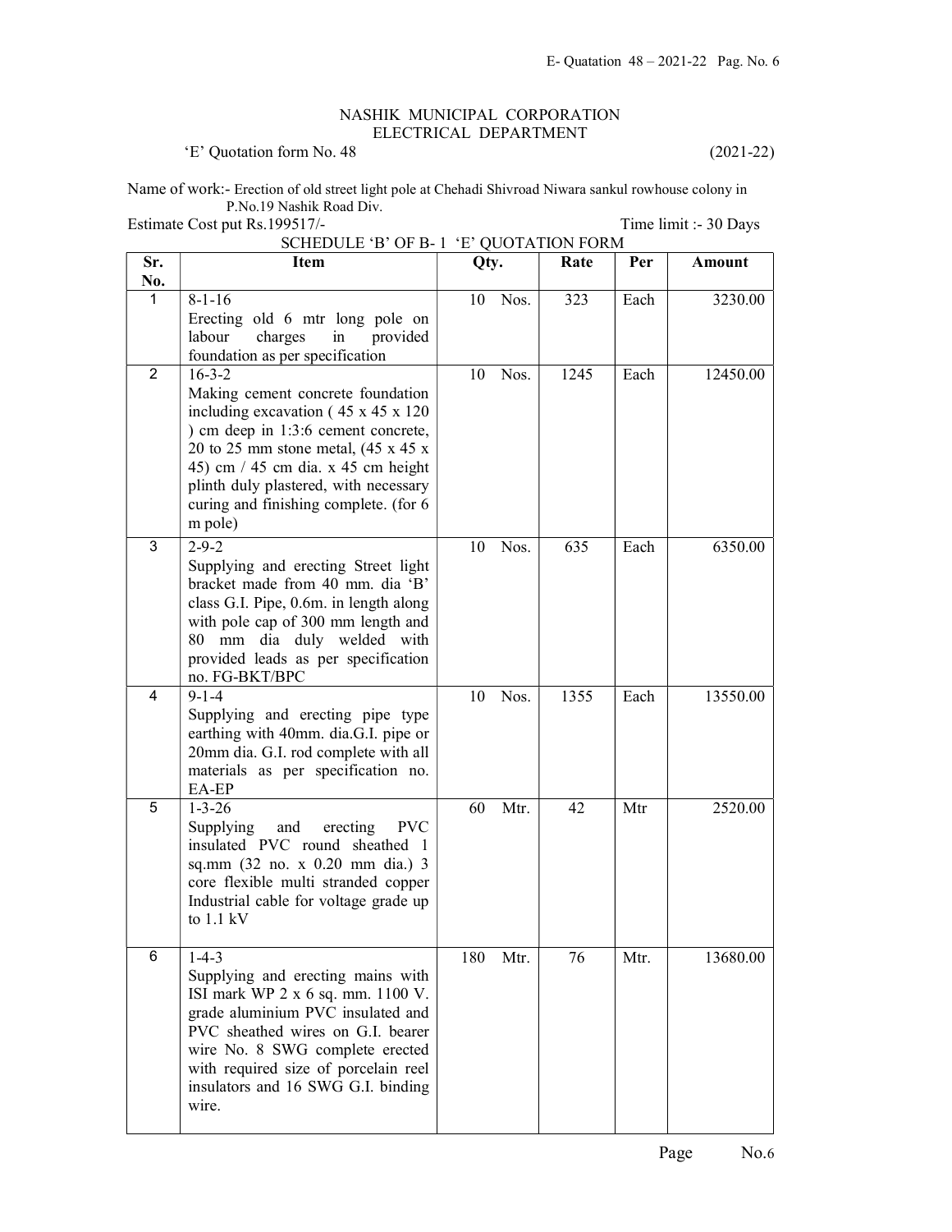NASHIK MUNICIPAL CORPORATION
ELECTRICAL DEPARTMENT

'E' Quotation form No. 48 (2021-22)

Name of work:- Erection of old street light pole at Chehadi Shivroad Niwara sankul rowhouse colony in P.No.19 Nashik Road Div.

Estimate Cost put Rs.199517/- Time limit :- 30 Days

SCHEDULE 'B' OF B- 1 'E' QUOTATION FORM

| Sr. No. | Item | Qty. | Rate | Per | Amount |
|---|---|---|---|---|---|
| 1 | 8-1-16 Erecting old 6 mtr long pole on labour charges in provided foundation as per specification | 10 Nos. | 323 | Each | 3230.00 |
| 2 | 16-3-2 Making cement concrete foundation including excavation ( 45 x 45 x 120 ) cm deep in 1:3:6 cement concrete, 20 to 25 mm stone metal, (45 x 45 x 45) cm / 45 cm dia. x 45 cm height plinth duly plastered, with necessary curing and finishing complete. (for 6 m pole) | 10 Nos. | 1245 | Each | 12450.00 |
| 3 | 2-9-2 Supplying and erecting Street light bracket made from 40 mm. dia 'B' class G.I. Pipe, 0.6m. in length along with pole cap of 300 mm length and 80 mm dia duly welded with provided leads as per specification no. FG-BKT/BPC | 10 Nos. | 635 | Each | 6350.00 |
| 4 | 9-1-4 Supplying and erecting pipe type earthing with 40mm. dia.G.I. pipe or 20mm dia. G.I. rod complete with all materials as per specification no. EA-EP | 10 Nos. | 1355 | Each | 13550.00 |
| 5 | 1-3-26 Supplying and erecting PVC insulated PVC round sheathed 1 sq.mm (32 no. x 0.20 mm dia.) 3 core flexible multi stranded copper Industrial cable for voltage grade up to 1.1 kV | 60 Mtr. | 42 | Mtr | 2520.00 |
| 6 | 1-4-3 Supplying and erecting mains with ISI mark WP 2 x 6 sq. mm. 1100 V. grade aluminium PVC insulated and PVC sheathed wires on G.I. bearer wire No. 8 SWG complete erected with required size of porcelain reel insulators and 16 SWG G.I. binding wire. | 180 Mtr. | 76 | Mtr. | 13680.00 |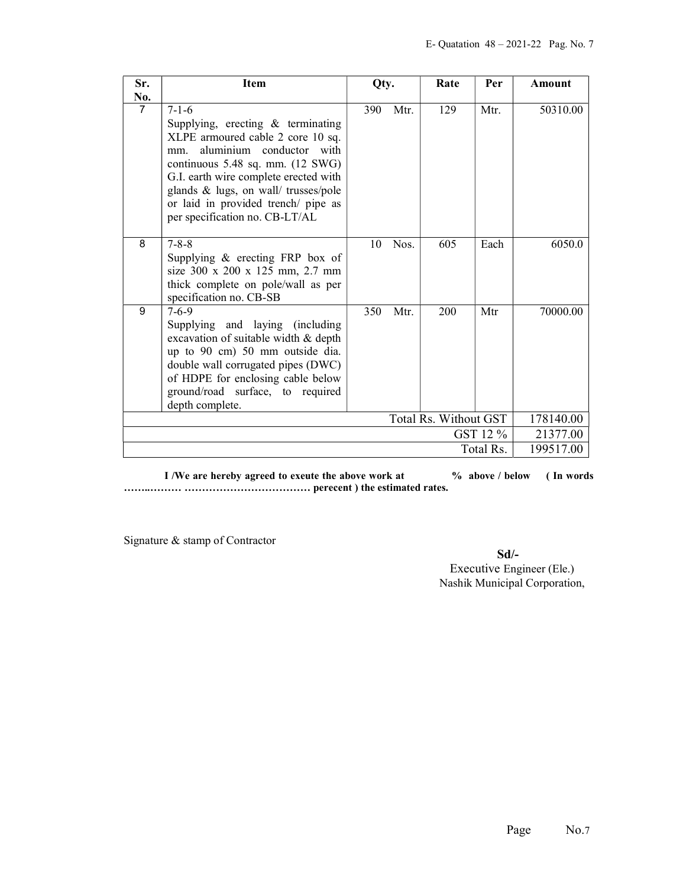| Sr. No. | Item | Qty. | Rate | Per | Amount |
|---|---|---|---|---|---|
| 7 | 7-1-6<br>Supplying, erecting & terminating XLPE armoured cable 2 core 10 sq. mm. aluminium conductor with continuous 5.48 sq. mm. (12 SWG) G.I. earth wire complete erected with glands & lugs, on wall/ trusses/pole or laid in provided trench/ pipe as per specification no. CB-LT/AL | 390 Mtr. | 129 | Mtr. | 50310.00 |
| 8 | 7-8-8<br>Supplying & erecting FRP box of size 300 x 200 x 125 mm, 2.7 mm thick complete on pole/wall as per specification no. CB-SB | 10 Nos. | 605 | Each | 6050.0 |
| 9 | 7-6-9<br>Supplying and laying (including excavation of suitable width & depth up to 90 cm) 50 mm outside dia. double wall corrugated pipes (DWC) of HDPE for enclosing cable below ground/road surface, to required depth complete. | 350 Mtr. | 200 | Mtr | 70000.00 |
| | | | | Total Rs. Without GST | 178140.00 |
| | | | | GST 12 % | 21377.00 |
| | | | | Total Rs. | 199517.00 |

**I /We are hereby agreed to exeute the above work at % above / below ( In words …….……… ……………………………… perecent ) the estimated rates.**

Signature & stamp of Contractor

**Sd/-**
Executive Engineer (Ele.)
Nashik Municipal Corporation,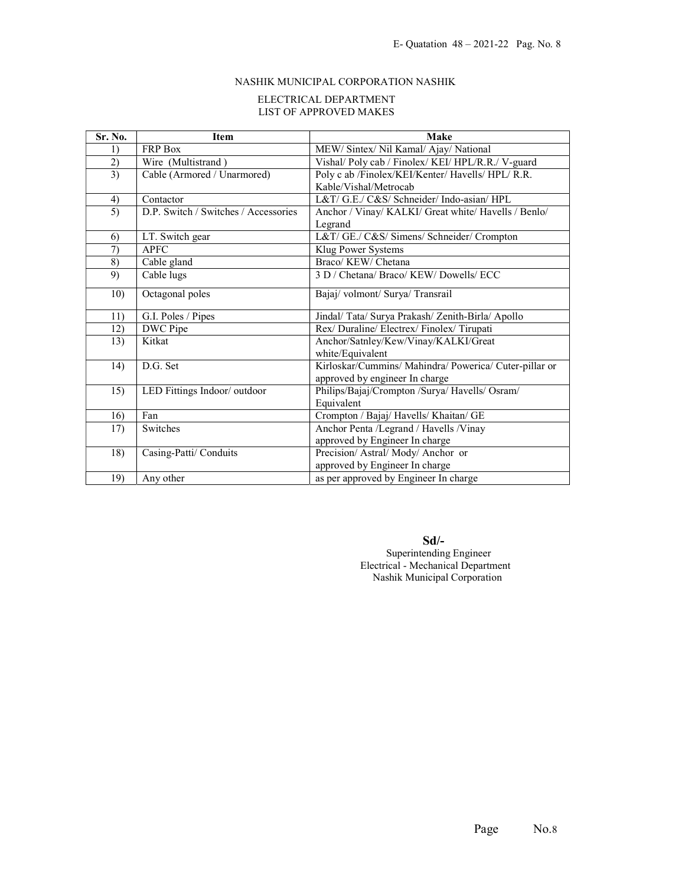NASHIK MUNICIPAL CORPORATION NASHIK

ELECTRICAL DEPARTMENT
LIST OF APPROVED MAKES

| Sr. No. | Item | Make |
|---|---|---|
| 1) | FRP Box | MEW/ Sintex/ Nil Kamal/ Ajay/ National |
| 2) | Wire (Multistrand ) | Vishal/ Poly cab / Finolex/ KEI/ HPL/R.R./ V-guard |
| 3) | Cable (Armored / Unarmored) | Poly c ab /Finolex/KEI/Kenter/ Havells/ HPL/ R.R. Kable/Vishal/Metrocab |
| 4) | Contactor | L&T/ G.E./ C&S/ Schneider/ Indo-asian/ HPL |
| 5) | D.P. Switch / Switches / Accessories | Anchor / Vinay/ KALKI/ Great white/ Havells / Benlo/ Legrand |
| 6) | LT. Switch gear | L&T/ GE./ C&S/ Simens/ Schneider/ Crompton |
| 7) | APFC | Klug Power Systems |
| 8) | Cable gland | Braco/ KEW/ Chetana |
| 9) | Cable lugs | 3 D / Chetana/ Braco/ KEW/ Dowells/ ECC |
| 10) | Octagonal poles | Bajaj/ volmont/ Surya/ Transrail |
| 11) | G.I. Poles / Pipes | Jindal/ Tata/ Surya Prakash/ Zenith-Birla/ Apollo |
| 12) | DWC Pipe | Rex/ Duraline/ Electrex/ Finolex/ Tirupati |
| 13) | Kitkat | Anchor/Satnley/Kew/Vinay/KALKI/Great white/Equivalent |
| 14) | D.G. Set | Kirloskar/Cummins/ Mahindra/ Powerica/ Cuter-pillar or approved by engineer In charge |
| 15) | LED Fittings Indoor/ outdoor | Philips/Bajaj/Crompton /Surya/ Havells/ Osram/ Equivalent |
| 16) | Fan | Crompton / Bajaj/ Havells/ Khaitan/ GE |
| 17) | Switches | Anchor Penta /Legrand / Havells /Vinay approved by Engineer In charge |
| 18) | Casing-Patti/ Conduits | Precision/ Astral/ Mody/ Anchor or approved by Engineer In charge |
| 19) | Any other | as per approved by Engineer In charge |

**Sd/-**

Superintending Engineer
Electrical - Mechanical Department
Nashik Municipal Corporation